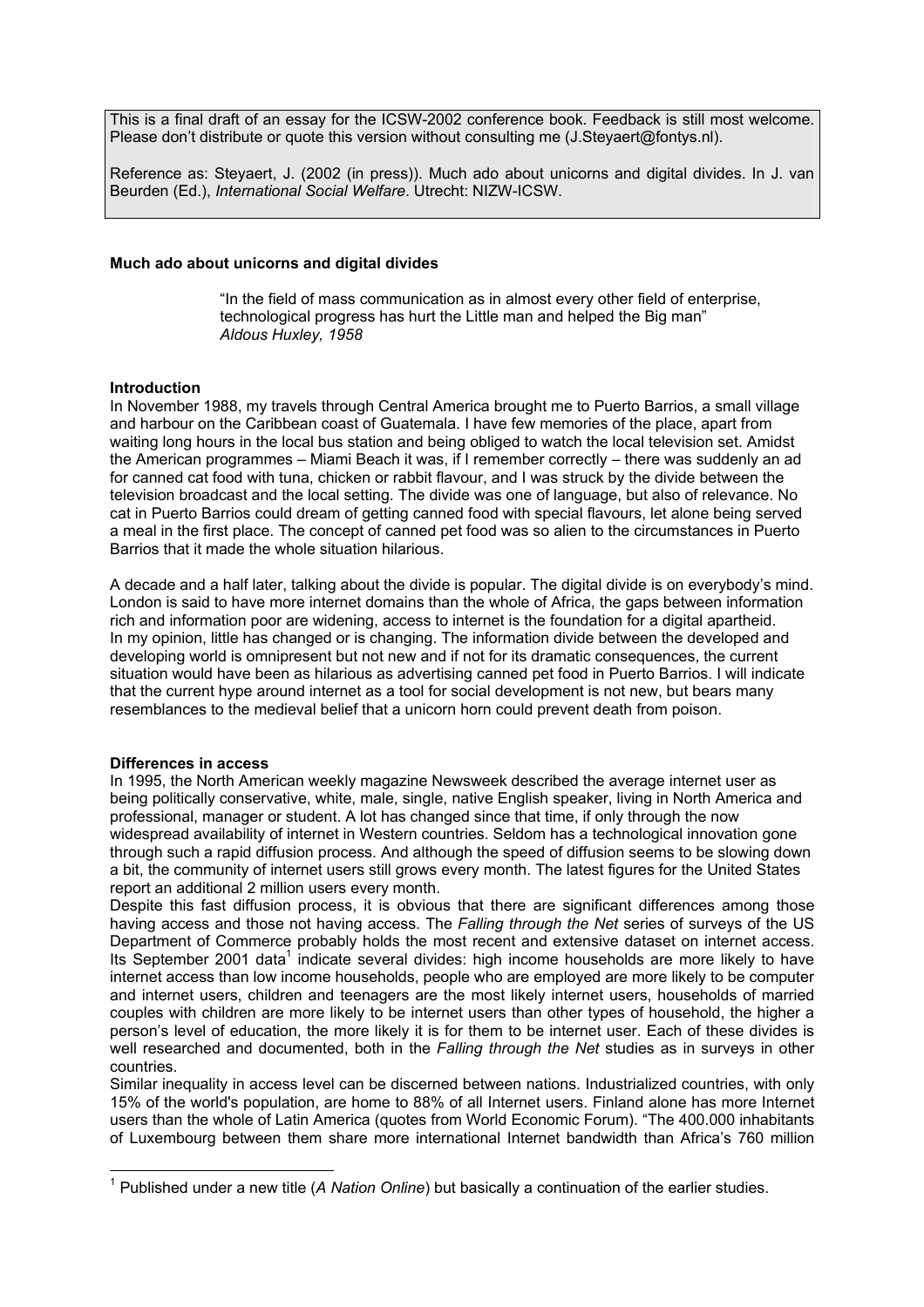This is a final draft of an essay for the ICSW-2002 conference book. Feedback is still most welcome. Please don't distribute or quote this version without consulting me (J.Steyaert@fontys.nl).

Reference as: Steyaert, J. (2002 (in press)). Much ado about unicorns and digital divides. In J. van Beurden (Ed.), *International Social Welfare*. Utrecht: NIZW-ICSW.

# Much ado about unicorns and digital divides

> "In the field of mass communication as in almost every other field of enterprise, technological progress has hurt the Little man and helped the Big man"
> *Aldous Huxley, 1958*

## Introduction

In November 1988, my travels through Central America brought me to Puerto Barrios, a small village and harbour on the Caribbean coast of Guatemala. I have few memories of the place, apart from waiting long hours in the local bus station and being obliged to watch the local television set. Amidst the American programmes – Miami Beach it was, if I remember correctly – there was suddenly an ad for canned cat food with tuna, chicken or rabbit flavour, and I was struck by the divide between the television broadcast and the local setting. The divide was one of language, but also of relevance. No cat in Puerto Barrios could dream of getting canned food with special flavours, let alone being served a meal in the first place. The concept of canned pet food was so alien to the circumstances in Puerto Barrios that it made the whole situation hilarious.

A decade and a half later, talking about the divide is popular. The digital divide is on everybody's mind. London is said to have more internet domains than the whole of Africa, the gaps between information rich and information poor are widening, access to internet is the foundation for a digital apartheid. In my opinion, little has changed or is changing. The information divide between the developed and developing world is omnipresent but not new and if not for its dramatic consequences, the current situation would have been as hilarious as advertising canned pet food in Puerto Barrios. I will indicate that the current hype around internet as a tool for social development is not new, but bears many resemblances to the medieval belief that a unicorn horn could prevent death from poison.

## Differences in access

In 1995, the North American weekly magazine Newsweek described the average internet user as being politically conservative, white, male, single, native English speaker, living in North America and professional, manager or student. A lot has changed since that time, if only through the now widespread availability of internet in Western countries. Seldom has a technological innovation gone through such a rapid diffusion process. And although the speed of diffusion seems to be slowing down a bit, the community of internet users still grows every month. The latest figures for the United States report an additional 2 million users every month.

Despite this fast diffusion process, it is obvious that there are significant differences among those having access and those not having access. The *Falling through the Net* series of surveys of the US Department of Commerce probably holds the most recent and extensive dataset on internet access. Its September 2001 data[1] indicate several divides: high income households are more likely to have internet access than low income households, people who are employed are more likely to be computer and internet users, children and teenagers are the most likely internet users, households of married couples with children are more likely to be internet users than other types of household, the higher a person's level of education, the more likely it is for them to be internet user. Each of these divides is well researched and documented, both in the *Falling through the Net* studies as in surveys in other countries.

Similar inequality in access level can be discerned between nations. Industrialized countries, with only 15% of the world's population, are home to 88% of all Internet users. Finland alone has more Internet users than the whole of Latin America (quotes from World Economic Forum). "The 400.000 inhabitants of Luxembourg between them share more international Internet bandwidth than Africa's 760 million

[1] Published under a new title (*A Nation Online*) but basically a continuation of the earlier studies.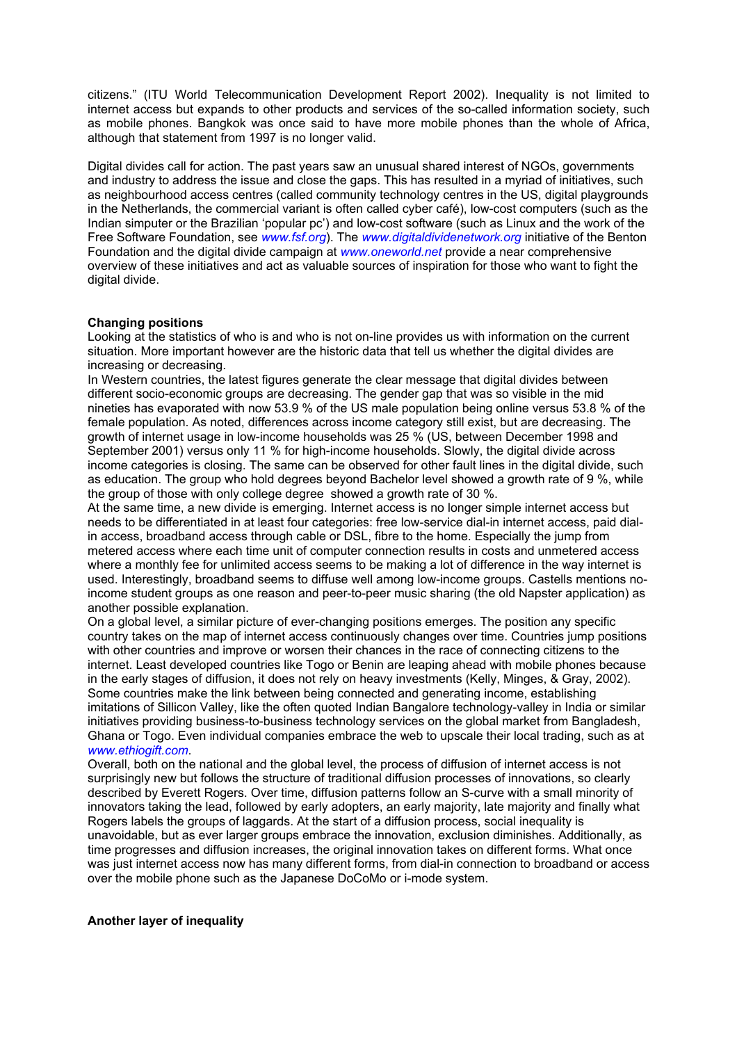citizens." (ITU World Telecommunication Development Report 2002). Inequality is not limited to internet access but expands to other products and services of the so-called information society, such as mobile phones. Bangkok was once said to have more mobile phones than the whole of Africa, although that statement from 1997 is no longer valid.

Digital divides call for action. The past years saw an unusual shared interest of NGOs, governments and industry to address the issue and close the gaps. This has resulted in a myriad of initiatives, such as neighbourhood access centres (called community technology centres in the US, digital playgrounds in the Netherlands, the commercial variant is often called cyber café), low-cost computers (such as the Indian simputer or the Brazilian 'popular pc') and low-cost software (such as Linux and the work of the Free Software Foundation, see *www.fsf.org*). The *www.digitaldividenetwork.org* initiative of the Benton Foundation and the digital divide campaign at *www.oneworld.net* provide a near comprehensive overview of these initiatives and act as valuable sources of inspiration for those who want to fight the digital divide.

**Changing positions**

Looking at the statistics of who is and who is not on-line provides us with information on the current situation. More important however are the historic data that tell us whether the digital divides are increasing or decreasing.

In Western countries, the latest figures generate the clear message that digital divides between different socio-economic groups are decreasing. The gender gap that was so visible in the mid nineties has evaporated with now 53.9 % of the US male population being online versus 53.8 % of the female population. As noted, differences across income category still exist, but are decreasing. The growth of internet usage in low-income households was 25 % (US, between December 1998 and September 2001) versus only 11 % for high-income households. Slowly, the digital divide across income categories is closing. The same can be observed for other fault lines in the digital divide, such as education. The group who hold degrees beyond Bachelor level showed a growth rate of 9 %, while the group of those with only college degree showed a growth rate of 30 %.

At the same time, a new divide is emerging. Internet access is no longer simple internet access but needs to be differentiated in at least four categories: free low-service dial-in internet access, paid dial-in access, broadband access through cable or DSL, fibre to the home. Especially the jump from metered access where each time unit of computer connection results in costs and unmetered access where a monthly fee for unlimited access seems to be making a lot of difference in the way internet is used. Interestingly, broadband seems to diffuse well among low-income groups. Castells mentions no-income student groups as one reason and peer-to-peer music sharing (the old Napster application) as another possible explanation.

On a global level, a similar picture of ever-changing positions emerges. The position any specific country takes on the map of internet access continuously changes over time. Countries jump positions with other countries and improve or worsen their chances in the race of connecting citizens to the internet. Least developed countries like Togo or Benin are leaping ahead with mobile phones because in the early stages of diffusion, it does not rely on heavy investments (Kelly, Minges, & Gray, 2002). Some countries make the link between being connected and generating income, establishing imitations of Sillicon Valley, like the often quoted Indian Bangalore technology-valley in India or similar initiatives providing business-to-business technology services on the global market from Bangladesh, Ghana or Togo. Even individual companies embrace the web to upscale their local trading, such as at *www.ethiogift.com*.

Overall, both on the national and the global level, the process of diffusion of internet access is not surprisingly new but follows the structure of traditional diffusion processes of innovations, so clearly described by Everett Rogers. Over time, diffusion patterns follow an S-curve with a small minority of innovators taking the lead, followed by early adopters, an early majority, late majority and finally what Rogers labels the groups of laggards. At the start of a diffusion process, social inequality is unavoidable, but as ever larger groups embrace the innovation, exclusion diminishes. Additionally, as time progresses and diffusion increases, the original innovation takes on different forms. What once was just internet access now has many different forms, from dial-in connection to broadband or access over the mobile phone such as the Japanese DoCoMo or i-mode system.

**Another layer of inequality**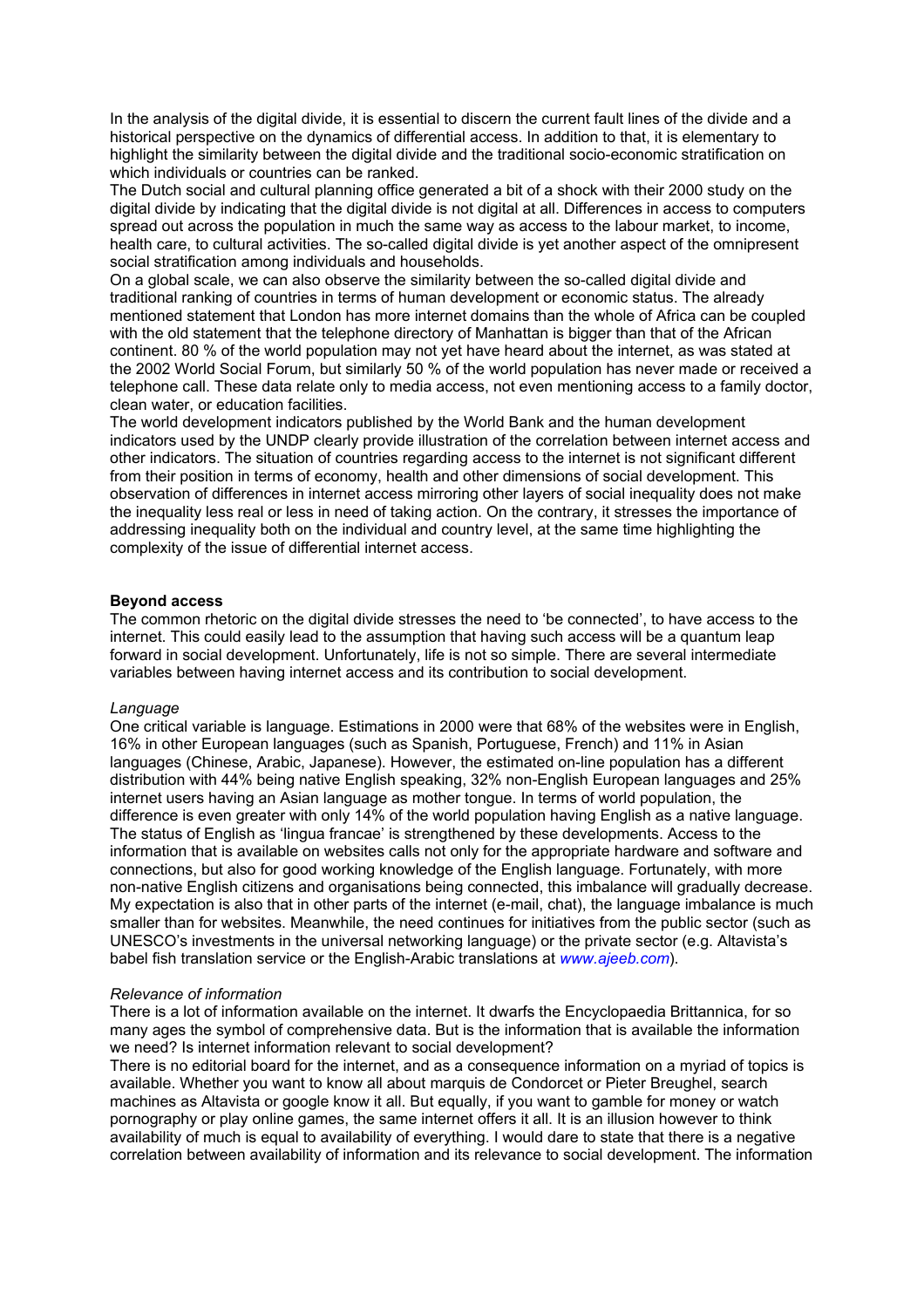In the analysis of the digital divide, it is essential to discern the current fault lines of the divide and a historical perspective on the dynamics of differential access. In addition to that, it is elementary to highlight the similarity between the digital divide and the traditional socio-economic stratification on which individuals or countries can be ranked.

The Dutch social and cultural planning office generated a bit of a shock with their 2000 study on the digital divide by indicating that the digital divide is not digital at all. Differences in access to computers spread out across the population in much the same way as access to the labour market, to income, health care, to cultural activities. The so-called digital divide is yet another aspect of the omnipresent social stratification among individuals and households.

On a global scale, we can also observe the similarity between the so-called digital divide and traditional ranking of countries in terms of human development or economic status. The already mentioned statement that London has more internet domains than the whole of Africa can be coupled with the old statement that the telephone directory of Manhattan is bigger than that of the African continent. 80 % of the world population may not yet have heard about the internet, as was stated at the 2002 World Social Forum, but similarly 50 % of the world population has never made or received a telephone call. These data relate only to media access, not even mentioning access to a family doctor, clean water, or education facilities.

The world development indicators published by the World Bank and the human development indicators used by the UNDP clearly provide illustration of the correlation between internet access and other indicators. The situation of countries regarding access to the internet is not significant different from their position in terms of economy, health and other dimensions of social development. This observation of differences in internet access mirroring other layers of social inequality does not make the inequality less real or less in need of taking action. On the contrary, it stresses the importance of addressing inequality both on the individual and country level, at the same time highlighting the complexity of the issue of differential internet access.

**Beyond access**

The common rhetoric on the digital divide stresses the need to 'be connected', to have access to the internet. This could easily lead to the assumption that having such access will be a quantum leap forward in social development. Unfortunately, life is not so simple. There are several intermediate variables between having internet access and its contribution to social development.

*Language*

One critical variable is language. Estimations in 2000 were that 68% of the websites were in English, 16% in other European languages (such as Spanish, Portuguese, French) and 11% in Asian languages (Chinese, Arabic, Japanese). However, the estimated on-line population has a different distribution with 44% being native English speaking, 32% non-English European languages and 25% internet users having an Asian language as mother tongue. In terms of world population, the difference is even greater with only 14% of the world population having English as a native language. The status of English as 'lingua francae' is strengthened by these developments. Access to the information that is available on websites calls not only for the appropriate hardware and software and connections, but also for good working knowledge of the English language. Fortunately, with more non-native English citizens and organisations being connected, this imbalance will gradually decrease. My expectation is also that in other parts of the internet (e-mail, chat), the language imbalance is much smaller than for websites. Meanwhile, the need continues for initiatives from the public sector (such as UNESCO's investments in the universal networking language) or the private sector (e.g. Altavista's babel fish translation service or the English-Arabic translations at www.ajeeb.com).

*Relevance of information*

There is a lot of information available on the internet. It dwarfs the Encyclopaedia Brittannica, for so many ages the symbol of comprehensive data. But is the information that is available the information we need? Is internet information relevant to social development?

There is no editorial board for the internet, and as a consequence information on a myriad of topics is available. Whether you want to know all about marquis de Condorcet or Pieter Breughel, search machines as Altavista or google know it all. But equally, if you want to gamble for money or watch pornography or play online games, the same internet offers it all. It is an illusion however to think availability of much is equal to availability of everything. I would dare to state that there is a negative correlation between availability of information and its relevance to social development. The information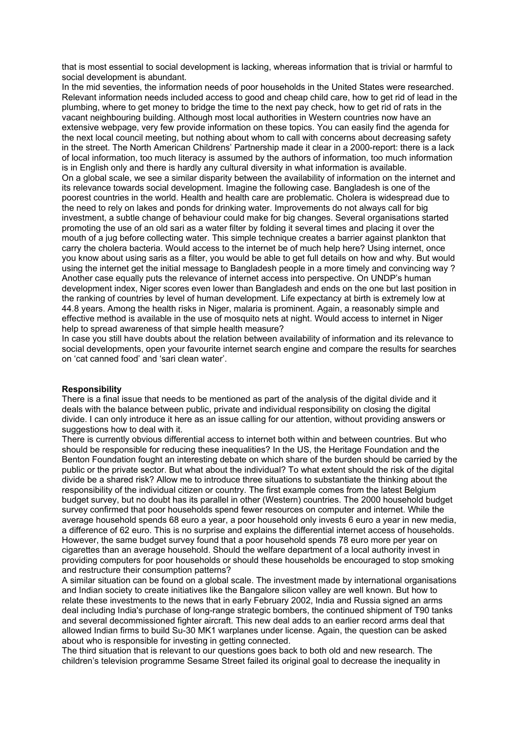that is most essential to social development is lacking, whereas information that is trivial or harmful to social development is abundant.

In the mid seventies, the information needs of poor households in the United States were researched. Relevant information needs included access to good and cheap child care, how to get rid of lead in the plumbing, where to get money to bridge the time to the next pay check, how to get rid of rats in the vacant neighbouring building. Although most local authorities in Western countries now have an extensive webpage, very few provide information on these topics. You can easily find the agenda for the next local council meeting, but nothing about whom to call with concerns about decreasing safety in the street. The North American Childrens' Partnership made it clear in a 2000-report: there is a lack of local information, too much literacy is assumed by the authors of information, too much information is in English only and there is hardly any cultural diversity in what information is available.

On a global scale, we see a similar disparity between the availability of information on the internet and its relevance towards social development. Imagine the following case. Bangladesh is one of the poorest countries in the world. Health and health care are problematic. Cholera is widespread due to the need to rely on lakes and ponds for drinking water. Improvements do not always call for big investment, a subtle change of behaviour could make for big changes. Several organisations started promoting the use of an old sari as a water filter by folding it several times and placing it over the mouth of a jug before collecting water. This simple technique creates a barrier against plankton that carry the cholera bacteria. Would access to the internet be of much help here? Using internet, once you know about using saris as a filter, you would be able to get full details on how and why. But would using the internet get the initial message to Bangladesh people in a more timely and convincing way ?

Another case equally puts the relevance of internet access into perspective. On UNDP's human development index, Niger scores even lower than Bangladesh and ends on the one but last position in the ranking of countries by level of human development. Life expectancy at birth is extremely low at 44.8 years. Among the health risks in Niger, malaria is prominent. Again, a reasonably simple and effective method is available in the use of mosquito nets at night. Would access to internet in Niger help to spread awareness of that simple health measure?

In case you still have doubts about the relation between availability of information and its relevance to social developments, open your favourite internet search engine and compare the results for searches on 'cat canned food' and 'sari clean water'.

**Responsibility**

There is a final issue that needs to be mentioned as part of the analysis of the digital divide and it deals with the balance between public, private and individual responsibility on closing the digital divide. I can only introduce it here as an issue calling for our attention, without providing answers or suggestions how to deal with it.

There is currently obvious differential access to internet both within and between countries. But who should be responsible for reducing these inequalities? In the US, the Heritage Foundation and the Benton Foundation fought an interesting debate on which share of the burden should be carried by the public or the private sector. But what about the individual? To what extent should the risk of the digital divide be a shared risk? Allow me to introduce three situations to substantiate the thinking about the responsibility of the individual citizen or country. The first example comes from the latest Belgium budget survey, but no doubt has its parallel in other (Western) countries. The 2000 household budget survey confirmed that poor households spend fewer resources on computer and internet. While the average household spends 68 euro a year, a poor household only invests 6 euro a year in new media, a difference of 62 euro. This is no surprise and explains the differential internet access of households. However, the same budget survey found that a poor household spends 78 euro more per year on cigarettes than an average household. Should the welfare department of a local authority invest in providing computers for poor households or should these households be encouraged to stop smoking and restructure their consumption patterns?

A similar situation can be found on a global scale. The investment made by international organisations and Indian society to create initiatives like the Bangalore silicon valley are well known. But how to relate these investments to the news that in early February 2002, India and Russia signed an arms deal including India's purchase of long-range strategic bombers, the continued shipment of T90 tanks and several decommissioned fighter aircraft. This new deal adds to an earlier record arms deal that allowed Indian firms to build Su-30 MK1 warplanes under license. Again, the question can be asked about who is responsible for investing in getting connected.

The third situation that is relevant to our questions goes back to both old and new research. The children's television programme Sesame Street failed its original goal to decrease the inequality in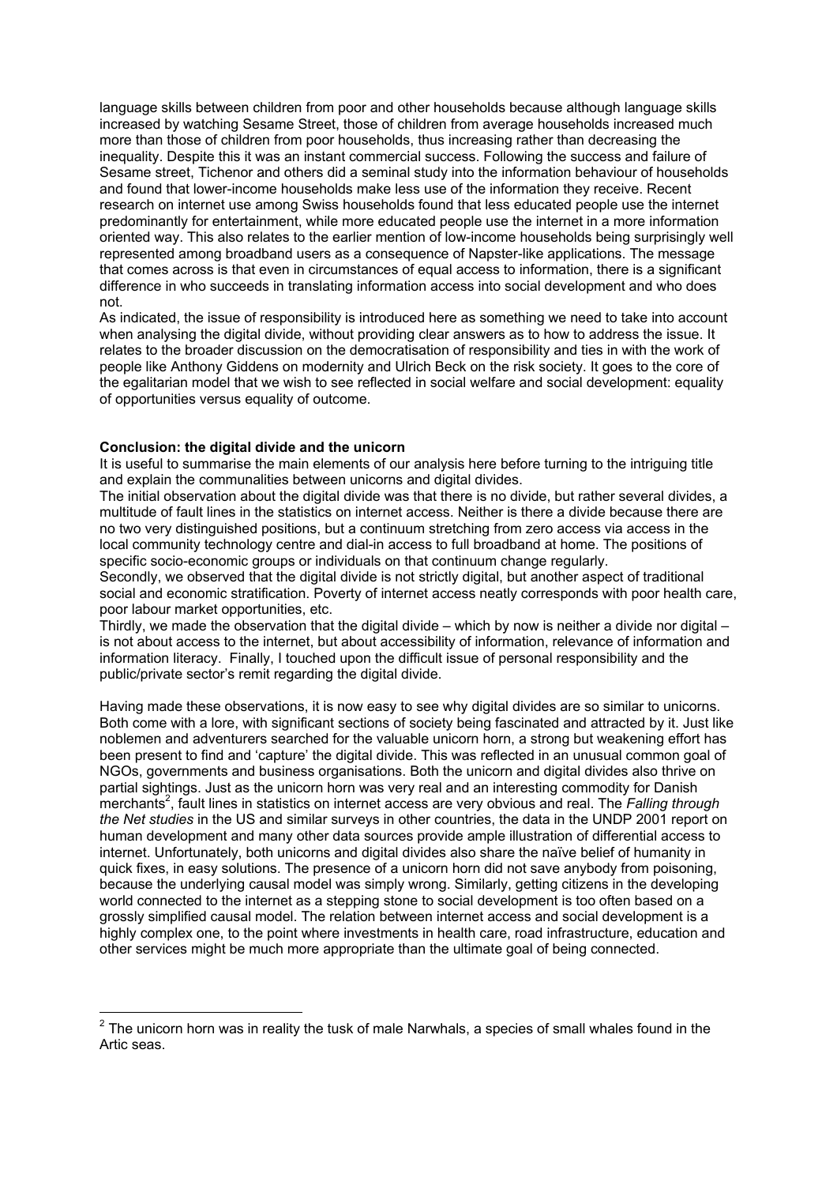language skills between children from poor and other households because although language skills increased by watching Sesame Street, those of children from average households increased much more than those of children from poor households, thus increasing rather than decreasing the inequality. Despite this it was an instant commercial success. Following the success and failure of Sesame street, Tichenor and others did a seminal study into the information behaviour of households and found that lower-income households make less use of the information they receive. Recent research on internet use among Swiss households found that less educated people use the internet predominantly for entertainment, while more educated people use the internet in a more information oriented way. This also relates to the earlier mention of low-income households being surprisingly well represented among broadband users as a consequence of Napster-like applications. The message that comes across is that even in circumstances of equal access to information, there is a significant difference in who succeeds in translating information access into social development and who does not.

As indicated, the issue of responsibility is introduced here as something we need to take into account when analysing the digital divide, without providing clear answers as to how to address the issue. It relates to the broader discussion on the democratisation of responsibility and ties in with the work of people like Anthony Giddens on modernity and Ulrich Beck on the risk society. It goes to the core of the egalitarian model that we wish to see reflected in social welfare and social development: equality of opportunities versus equality of outcome.

**Conclusion: the digital divide and the unicorn**

It is useful to summarise the main elements of our analysis here before turning to the intriguing title and explain the communalities between unicorns and digital divides.

The initial observation about the digital divide was that there is no divide, but rather several divides, a multitude of fault lines in the statistics on internet access. Neither is there a divide because there are no two very distinguished positions, but a continuum stretching from zero access via access in the local community technology centre and dial-in access to full broadband at home. The positions of specific socio-economic groups or individuals on that continuum change regularly.

Secondly, we observed that the digital divide is not strictly digital, but another aspect of traditional social and economic stratification. Poverty of internet access neatly corresponds with poor health care, poor labour market opportunities, etc.

Thirdly, we made the observation that the digital divide – which by now is neither a divide nor digital – is not about access to the internet, but about accessibility of information, relevance of information and information literacy. Finally, I touched upon the difficult issue of personal responsibility and the public/private sector's remit regarding the digital divide.

Having made these observations, it is now easy to see why digital divides are so similar to unicorns. Both come with a lore, with significant sections of society being fascinated and attracted by it. Just like noblemen and adventurers searched for the valuable unicorn horn, a strong but weakening effort has been present to find and 'capture' the digital divide. This was reflected in an unusual common goal of NGOs, governments and business organisations. Both the unicorn and digital divides also thrive on partial sightings. Just as the unicorn horn was very real and an interesting commodity for Danish merchants[2], fault lines in statistics on internet access are very obvious and real. The *Falling through the Net studies* in the US and similar surveys in other countries, the data in the UNDP 2001 report on human development and many other data sources provide ample illustration of differential access to internet. Unfortunately, both unicorns and digital divides also share the naïve belief of humanity in quick fixes, in easy solutions. The presence of a unicorn horn did not save anybody from poisoning, because the underlying causal model was simply wrong. Similarly, getting citizens in the developing world connected to the internet as a stepping stone to social development is too often based on a grossly simplified causal model. The relation between internet access and social development is a highly complex one, to the point where investments in health care, road infrastructure, education and other services might be much more appropriate than the ultimate goal of being connected.

---

[2] The unicorn horn was in reality the tusk of male Narwhals, a species of small whales found in the Artic seas.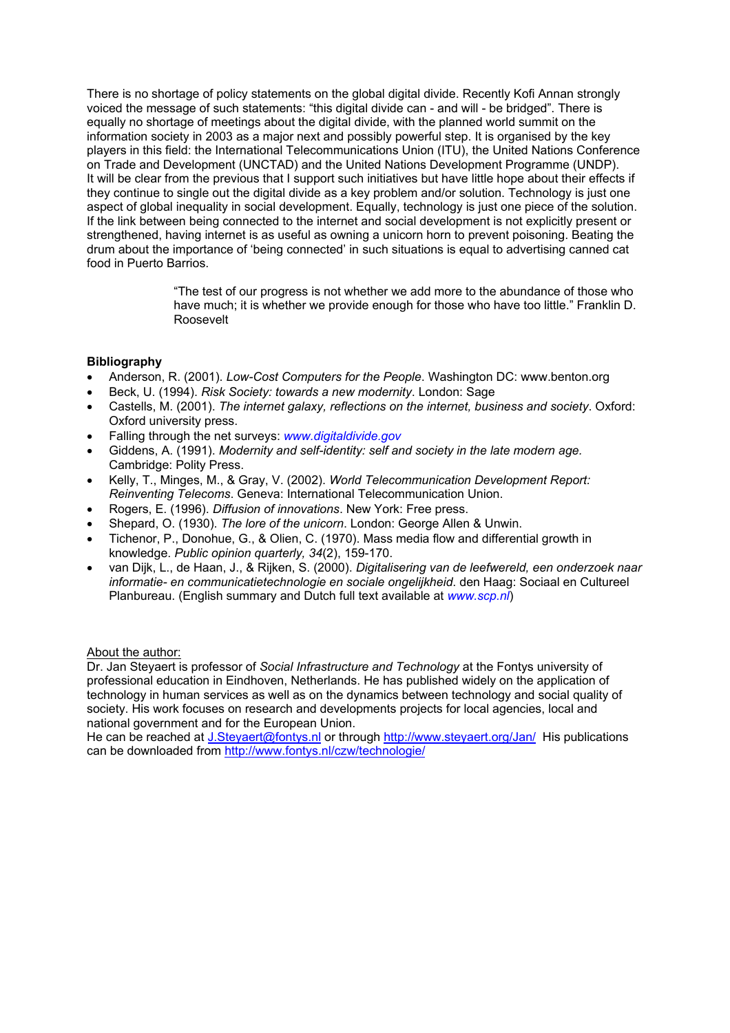There is no shortage of policy statements on the global digital divide. Recently Kofi Annan strongly voiced the message of such statements: "this digital divide can - and will - be bridged". There is equally no shortage of meetings about the digital divide, with the planned world summit on the information society in 2003 as a major next and possibly powerful step. It is organised by the key players in this field: the International Telecommunications Union (ITU), the United Nations Conference on Trade and Development (UNCTAD) and the United Nations Development Programme (UNDP).
It will be clear from the previous that I support such initiatives but have little hope about their effects if they continue to single out the digital divide as a key problem and/or solution. Technology is just one aspect of global inequality in social development. Equally, technology is just one piece of the solution. If the link between being connected to the internet and social development is not explicitly present or strengthened, having internet is as useful as owning a unicorn horn to prevent poisoning. Beating the drum about the importance of 'being connected' in such situations is equal to advertising canned cat food in Puerto Barrios.

> "The test of our progress is not whether we add more to the abundance of those who have much; it is whether we provide enough for those who have too little." Franklin D. Roosevelt

**Bibliography**

- Anderson, R. (2001). *Low-Cost Computers for the People*. Washington DC: www.benton.org
- Beck, U. (1994). *Risk Society: towards a new modernity*. London: Sage
- Castells, M. (2001). *The internet galaxy, reflections on the internet, business and society*. Oxford: Oxford university press.
- Falling through the net surveys: *www.digitaldivide.gov*
- Giddens, A. (1991). *Modernity and self-identity: self and society in the late modern age.* Cambridge: Polity Press.
- Kelly, T., Minges, M., & Gray, V. (2002). *World Telecommunication Development Report: Reinventing Telecoms*. Geneva: International Telecommunication Union.
- Rogers, E. (1996). *Diffusion of innovations*. New York: Free press.
- Shepard, O. (1930). *The lore of the unicorn*. London: George Allen & Unwin.
- Tichenor, P., Donohue, G., & Olien, C. (1970). Mass media flow and differential growth in knowledge. *Public opinion quarterly, 34*(2), 159-170.
- van Dijk, L., de Haan, J., & Rijken, S. (2000). *Digitalisering van de leefwereld, een onderzoek naar informatie- en communicatietechnologie en sociale ongelijkheid.* den Haag: Sociaal en Cultureel Planbureau. (English summary and Dutch full text available at *www.scp.nl*)

About the author:
Dr. Jan Steyaert is professor of *Social Infrastructure and Technology* at the Fontys university of professional education in Eindhoven, Netherlands. He has published widely on the application of technology in human services as well as on the dynamics between technology and social quality of society. His work focuses on research and developments projects for local agencies, local and national government and for the European Union.
He can be reached at J.Steyaert@fontys.nl or through http://www.steyaert.org/Jan/ His publications can be downloaded from http://www.fontys.nl/czw/technologie/